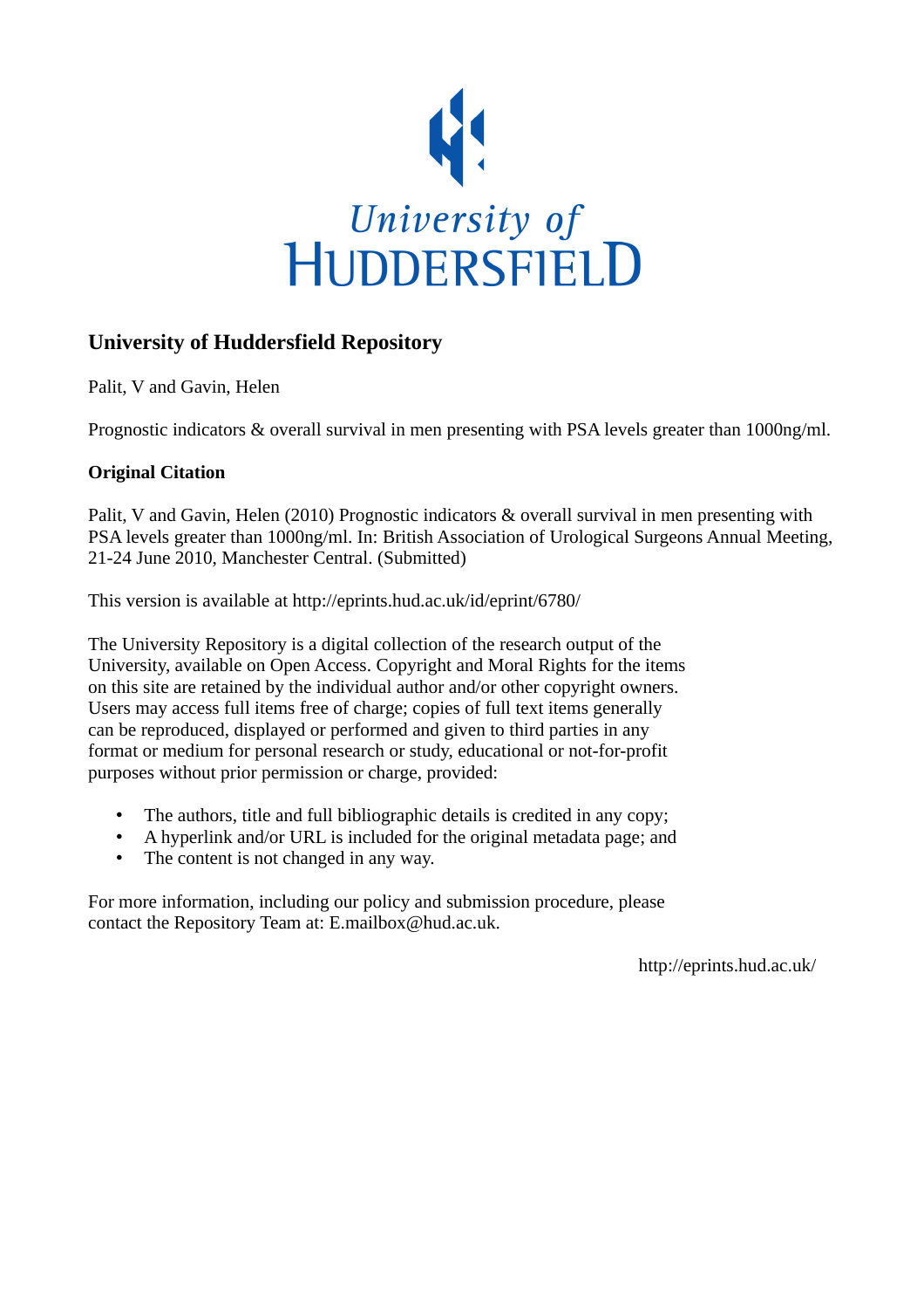University of HUDDERSFIELD

## University of Huddersfield Repository

Palit, V and Gavin, Helen

Prognostic indicators & overall survival in men presenting with PSA levels greater than 1000ng/ml.

### Original Citation

Palit, V and Gavin, Helen (2010) Prognostic indicators & overall survival in men presenting with PSA levels greater than 1000ng/ml. In: British Association of Urological Surgeons Annual Meeting, 21-24 June 2010, Manchester Central. (Submitted)

This version is available at http://eprints.hud.ac.uk/id/eprint/6780/

The University Repository is a digital collection of the research output of the University, available on Open Access. Copyright and Moral Rights for the items on this site are retained by the individual author and/or other copyright owners. Users may access full items free of charge; copies of full text items generally can be reproduced, displayed or performed and given to third parties in any format or medium for personal research or study, educational or not-for-profit purposes without prior permission or charge, provided:

- The authors, title and full bibliographic details is credited in any copy;
- A hyperlink and/or URL is included for the original metadata page; and
- The content is not changed in any way.

For more information, including our policy and submission procedure, please contact the Repository Team at: E.mailbox@hud.ac.uk.

http://eprints.hud.ac.uk/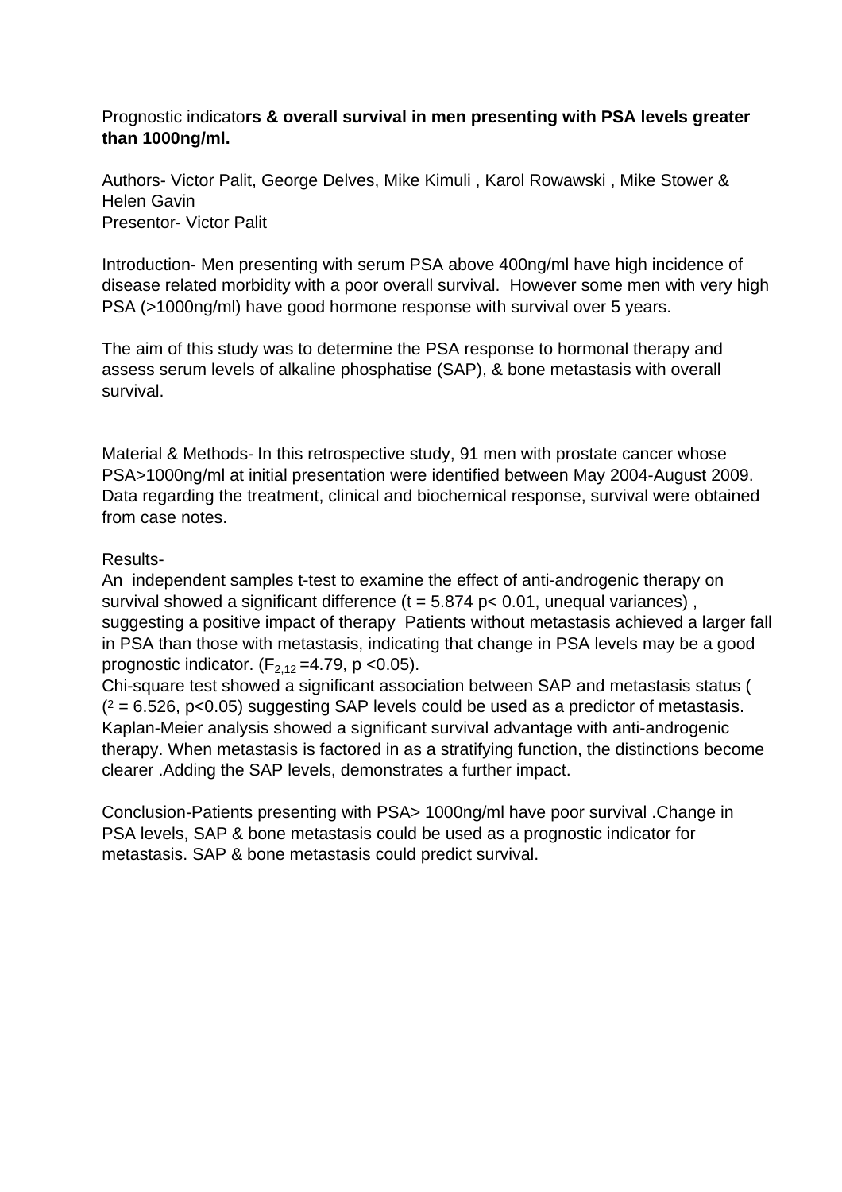Prognostic indicato**rs & overall survival in men presenting with PSA levels greater than 1000ng/ml.**

Authors- Victor Palit, George Delves, Mike Kimuli , Karol Rowawski , Mike Stower & Helen Gavin
Presentor- Victor Palit

Introduction- Men presenting with serum PSA above 400ng/ml have high incidence of disease related morbidity with a poor overall survival. However some men with very high PSA (>1000ng/ml) have good hormone response with survival over 5 years.

The aim of this study was to determine the PSA response to hormonal therapy and assess serum levels of alkaline phosphatise (SAP), & bone metastasis with overall survival.

Material & Methods- In this retrospective study, 91 men with prostate cancer whose PSA>1000ng/ml at initial presentation were identified between May 2004-August 2009. Data regarding the treatment, clinical and biochemical response, survival were obtained from case notes.

Results-
An independent samples t-test to examine the effect of anti-androgenic therapy on survival showed a significant difference ($t = 5.874$ $p < 0.01$, unequal variances) , suggesting a positive impact of therapy Patients without metastasis achieved a larger fall in PSA than those with metastasis, indicating that change in PSA levels may be a good prognostic indicator. ($F_{2,12} = 4.79$, $p < 0.05$).
Chi-square test showed a significant association between SAP and metastasis status ( ($^2 = 6.526$, $p < 0.05$) suggesting SAP levels could be used as a predictor of metastasis. Kaplan-Meier analysis showed a significant survival advantage with anti-androgenic therapy. When metastasis is factored in as a stratifying function, the distinctions become clearer .Adding the SAP levels, demonstrates a further impact.

Conclusion-Patients presenting with PSA> 1000ng/ml have poor survival .Change in PSA levels, SAP & bone metastasis could be used as a prognostic indicator for metastasis. SAP & bone metastasis could predict survival.